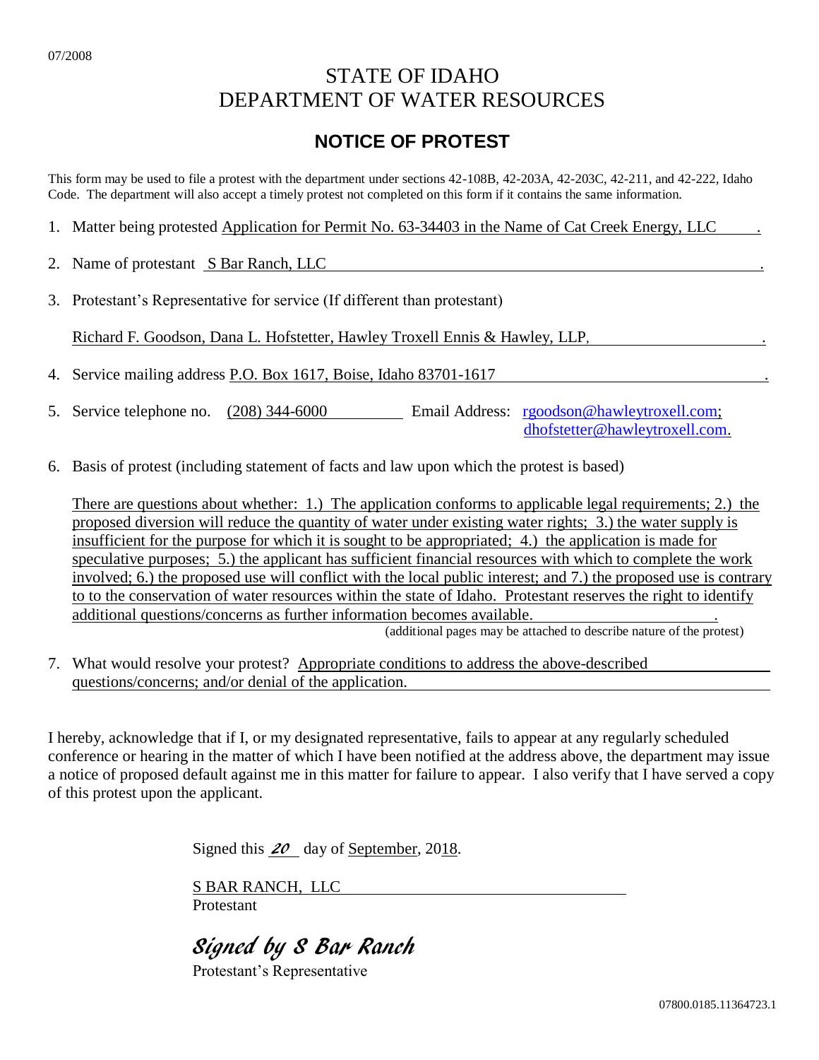07/2008

# STATE OF IDAHO
# DEPARTMENT OF WATER RESOURCES

## NOTICE OF PROTEST

This form may be used to file a protest with the department under sections 42-108B, 42-203A, 42-203C, 42-211, and 42-222, Idaho Code. The department will also accept a timely protest not completed on this form if it contains the same information.

1. Matter being protested Application for Permit No. 63-34403 in the Name of Cat Creek Energy, LLC.

2. Name of protestant S Bar Ranch, LLC.

3. Protestant's Representative for service (If different than protestant)

   Richard F. Goodson, Dana L. Hofstetter, Hawley Troxell Ennis & Hawley, LLP,.

4. Service mailing address P.O. Box 1617, Boise, Idaho 83701-1617.

5. Service telephone no. (208) 344-6000 Email Address: rgoodson@hawleytroxell.com; dhofstetter@hawleytroxell.com.

6. Basis of protest (including statement of facts and law upon which the protest is based)

   There are questions about whether: 1.) The application conforms to applicable legal requirements; 2.) the proposed diversion will reduce the quantity of water under existing water rights; 3.) the water supply is insufficient for the purpose for which it is sought to be appropriated; 4.) the application is made for speculative purposes; 5.) the applicant has sufficient financial resources with which to complete the work involved; 6.) the proposed use will conflict with the local public interest; and 7.) the proposed use is contrary to to the conservation of water resources within the state of Idaho. Protestant reserves the right to identify additional questions/concerns as further information becomes available.

   (additional pages may be attached to describe nature of the protest)

7. What would resolve your protest? Appropriate conditions to address the above-described questions/concerns; and/or denial of the application.

I hereby, acknowledge that if I, or my designated representative, fails to appear at any regularly scheduled conference or hearing in the matter of which I have been notified at the address above, the department may issue a notice of proposed default against me in this matter for failure to appear. I also verify that I have served a copy of this protest upon the applicant.

Signed this *20* day of September, 2018.

S BAR RANCH, LLC
Protestant

*Signed by S Bar Ranch*
Protestant's Representative

07800.0185.11364723.1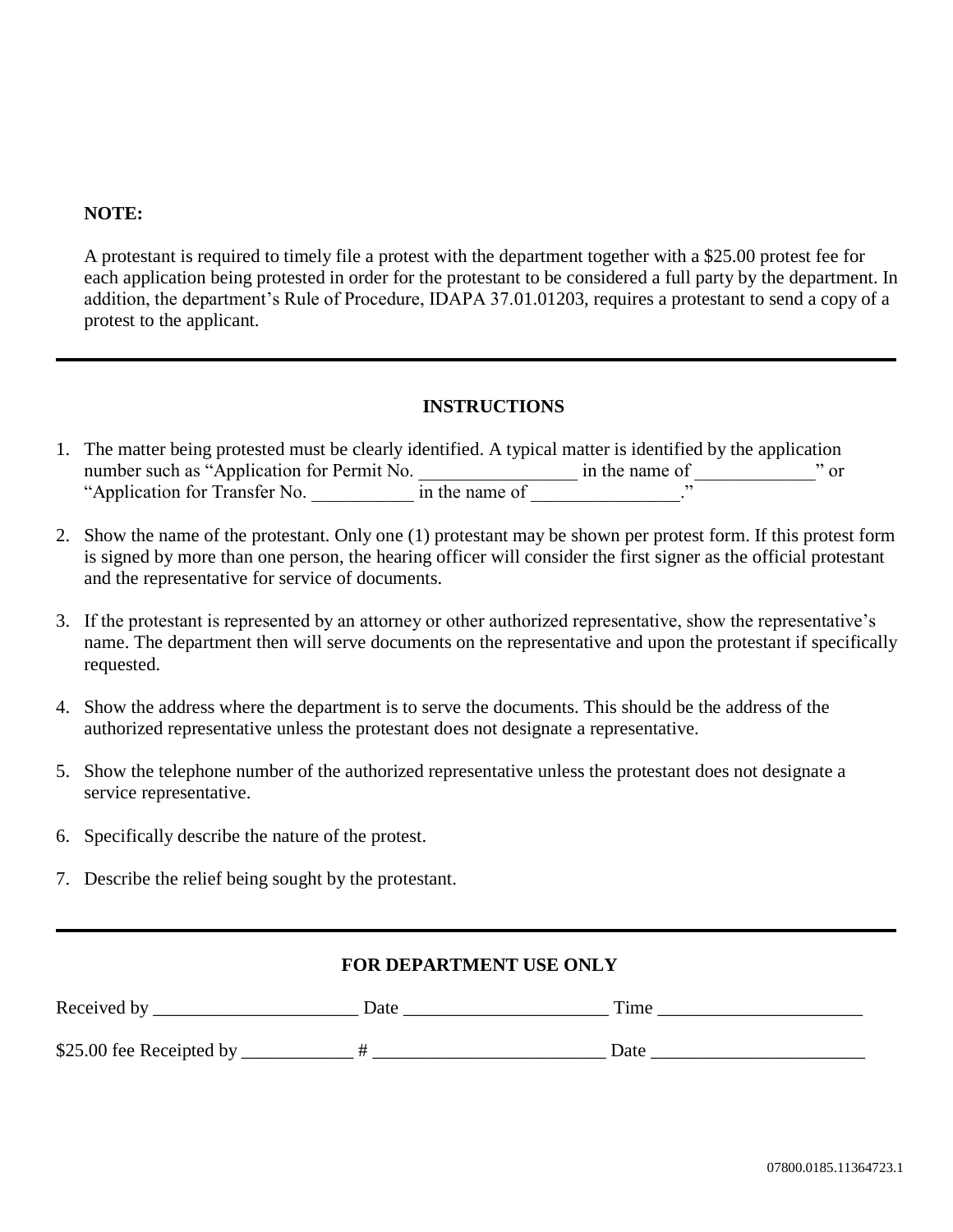**NOTE:**

A protestant is required to timely file a protest with the department together with a $25.00 protest fee for each application being protested in order for the protestant to be considered a full party by the department. In addition, the department's Rule of Procedure, IDAPA 37.01.01203, requires a protestant to send a copy of a protest to the applicant.

---

### INSTRUCTIONS

1. The matter being protested must be clearly identified. A typical matter is identified by the application number such as "Application for Permit No. _________________ in the name of _____________" or "Application for Transfer No. ___________ in the name of ________________."
2. Show the name of the protestant. Only one (1) protestant may be shown per protest form. If this protest form is signed by more than one person, the hearing officer will consider the first signer as the official protestant and the representative for service of documents.
3. If the protestant is represented by an attorney or other authorized representative, show the representative's name. The department then will serve documents on the representative and upon the protestant if specifically requested.
4. Show the address where the department is to serve the documents. This should be the address of the authorized representative unless the protestant does not designate a representative.
5. Show the telephone number of the authorized representative unless the protestant does not designate a service representative.
6. Specifically describe the nature of the protest.
7. Describe the relief being sought by the protestant.

---

### FOR DEPARTMENT USE ONLY

Received by ______________________ Date ______________________ Time ______________________

$25.00 fee Receipted by ____________ # _________________________ Date _______________________

07800.0185.11364723.1